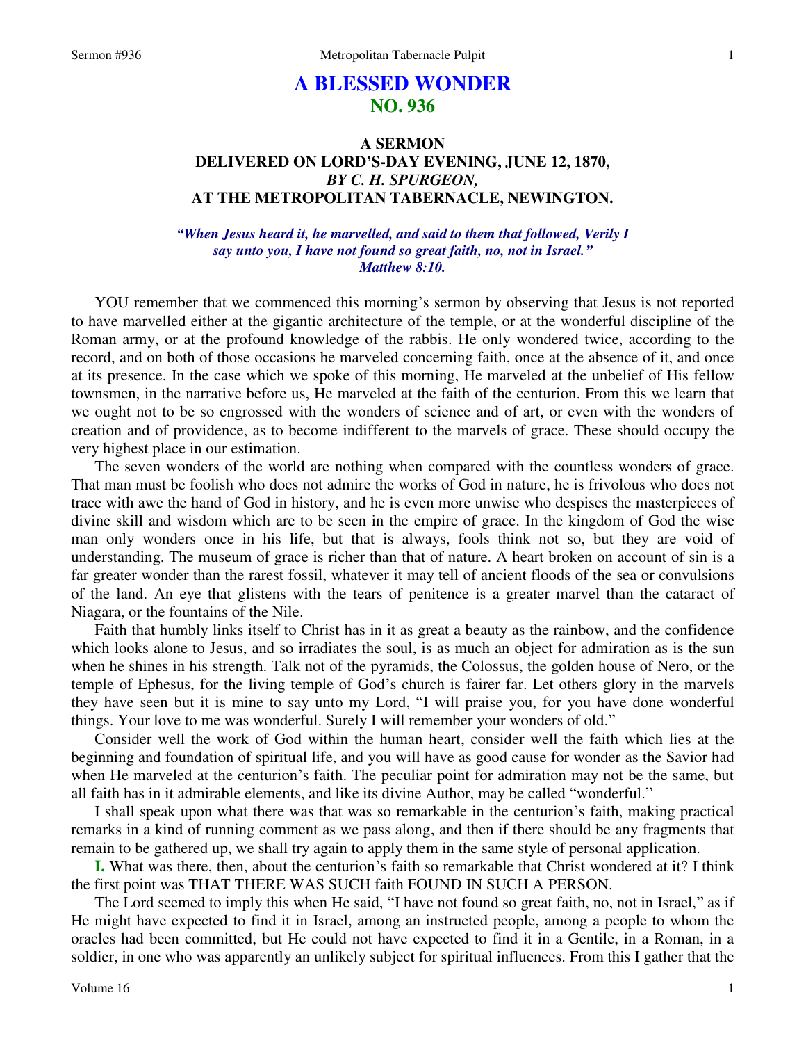# A BLESSED WONDER
## NO. 936

### A SERMON
### DELIVERED ON LORD'S-DAY EVENING, JUNE 12, 1870,
### *BY C. H. SPURGEON,*
### AT THE METROPOLITAN TABERNACLE, NEWINGTON.

***"When Jesus heard it, he marvelled, and said to them that followed, Verily I say unto you, I have not found so great faith, no, not in Israel." Matthew 8:10.***

YOU remember that we commenced this morning's sermon by observing that Jesus is not reported to have marvelled either at the gigantic architecture of the temple, or at the wonderful discipline of the Roman army, or at the profound knowledge of the rabbis. He only wondered twice, according to the record, and on both of those occasions he marveled concerning faith, once at the absence of it, and once at its presence. In the case which we spoke of this morning, He marveled at the unbelief of His fellow townsmen, in the narrative before us, He marveled at the faith of the centurion. From this we learn that we ought not to be so engrossed with the wonders of science and of art, or even with the wonders of creation and of providence, as to become indifferent to the marvels of grace. These should occupy the very highest place in our estimation.

The seven wonders of the world are nothing when compared with the countless wonders of grace. That man must be foolish who does not admire the works of God in nature, he is frivolous who does not trace with awe the hand of God in history, and he is even more unwise who despises the masterpieces of divine skill and wisdom which are to be seen in the empire of grace. In the kingdom of God the wise man only wonders once in his life, but that is always, fools think not so, but they are void of understanding. The museum of grace is richer than that of nature. A heart broken on account of sin is a far greater wonder than the rarest fossil, whatever it may tell of ancient floods of the sea or convulsions of the land. An eye that glistens with the tears of penitence is a greater marvel than the cataract of Niagara, or the fountains of the Nile.

Faith that humbly links itself to Christ has in it as great a beauty as the rainbow, and the confidence which looks alone to Jesus, and so irradiates the soul, is as much an object for admiration as is the sun when he shines in his strength. Talk not of the pyramids, the Colossus, the golden house of Nero, or the temple of Ephesus, for the living temple of God's church is fairer far. Let others glory in the marvels they have seen but it is mine to say unto my Lord, "I will praise you, for you have done wonderful things. Your love to me was wonderful. Surely I will remember your wonders of old."

Consider well the work of God within the human heart, consider well the faith which lies at the beginning and foundation of spiritual life, and you will have as good cause for wonder as the Savior had when He marveled at the centurion's faith. The peculiar point for admiration may not be the same, but all faith has in it admirable elements, and like its divine Author, may be called "wonderful."

I shall speak upon what there was that was so remarkable in the centurion's faith, making practical remarks in a kind of running comment as we pass along, and then if there should be any fragments that remain to be gathered up, we shall try again to apply them in the same style of personal application.

**I.** What was there, then, about the centurion's faith so remarkable that Christ wondered at it? I think the first point was THAT THERE WAS SUCH faith FOUND IN SUCH A PERSON.

The Lord seemed to imply this when He said, "I have not found so great faith, no, not in Israel," as if He might have expected to find it in Israel, among an instructed people, among a people to whom the oracles had been committed, but He could not have expected to find it in a Gentile, in a Roman, in a soldier, in one who was apparently an unlikely subject for spiritual influences. From this I gather that the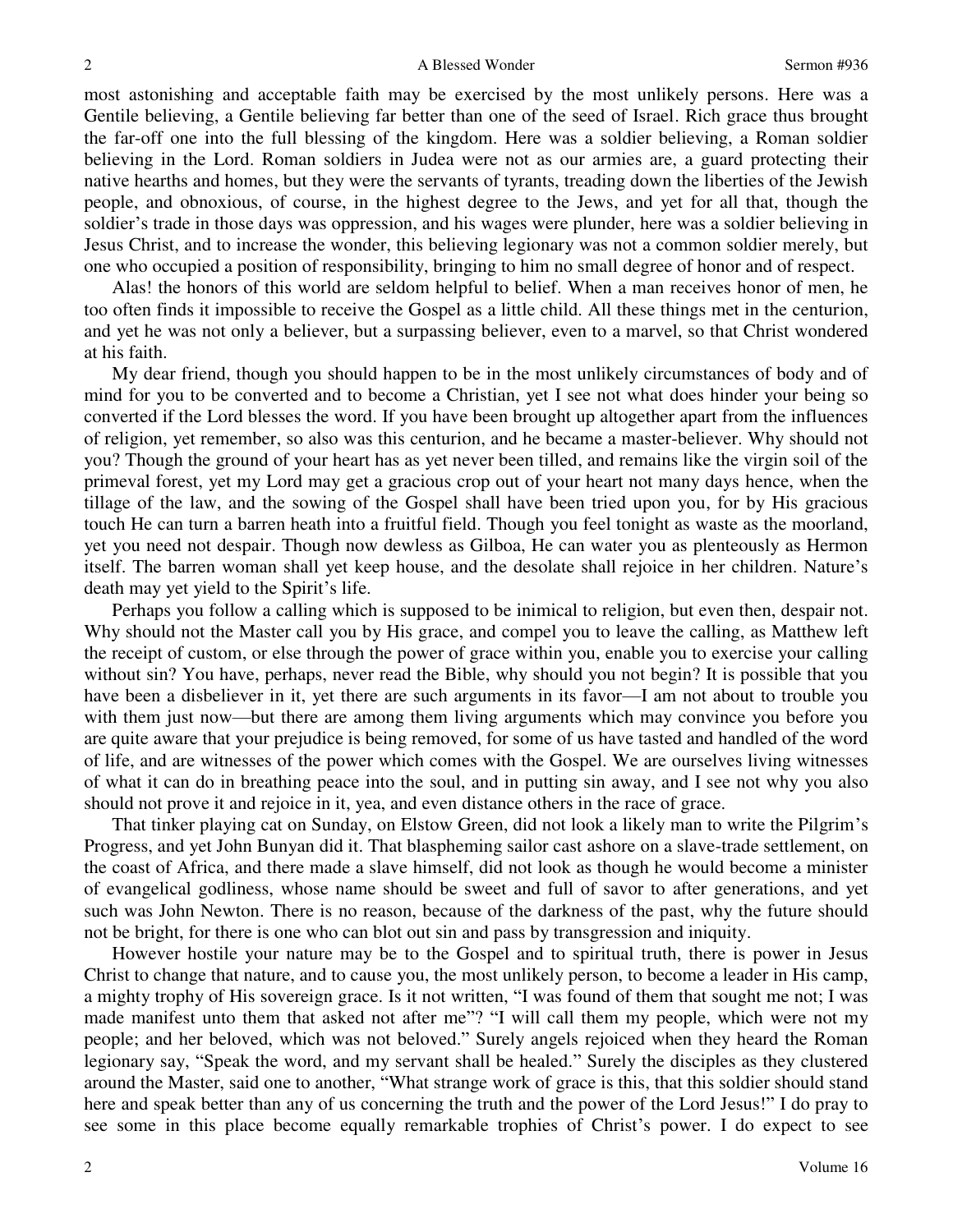most astonishing and acceptable faith may be exercised by the most unlikely persons. Here was a Gentile believing, a Gentile believing far better than one of the seed of Israel. Rich grace thus brought the far-off one into the full blessing of the kingdom. Here was a soldier believing, a Roman soldier believing in the Lord. Roman soldiers in Judea were not as our armies are, a guard protecting their native hearths and homes, but they were the servants of tyrants, treading down the liberties of the Jewish people, and obnoxious, of course, in the highest degree to the Jews, and yet for all that, though the soldier's trade in those days was oppression, and his wages were plunder, here was a soldier believing in Jesus Christ, and to increase the wonder, this believing legionary was not a common soldier merely, but one who occupied a position of responsibility, bringing to him no small degree of honor and of respect.

Alas! the honors of this world are seldom helpful to belief. When a man receives honor of men, he too often finds it impossible to receive the Gospel as a little child. All these things met in the centurion, and yet he was not only a believer, but a surpassing believer, even to a marvel, so that Christ wondered at his faith.

My dear friend, though you should happen to be in the most unlikely circumstances of body and of mind for you to be converted and to become a Christian, yet I see not what does hinder your being so converted if the Lord blesses the word. If you have been brought up altogether apart from the influences of religion, yet remember, so also was this centurion, and he became a master-believer. Why should not you? Though the ground of your heart has as yet never been tilled, and remains like the virgin soil of the primeval forest, yet my Lord may get a gracious crop out of your heart not many days hence, when the tillage of the law, and the sowing of the Gospel shall have been tried upon you, for by His gracious touch He can turn a barren heath into a fruitful field. Though you feel tonight as waste as the moorland, yet you need not despair. Though now dewless as Gilboa, He can water you as plenteously as Hermon itself. The barren woman shall yet keep house, and the desolate shall rejoice in her children. Nature's death may yet yield to the Spirit's life.

Perhaps you follow a calling which is supposed to be inimical to religion, but even then, despair not. Why should not the Master call you by His grace, and compel you to leave the calling, as Matthew left the receipt of custom, or else through the power of grace within you, enable you to exercise your calling without sin? You have, perhaps, never read the Bible, why should you not begin? It is possible that you have been a disbeliever in it, yet there are such arguments in its favor—I am not about to trouble you with them just now—but there are among them living arguments which may convince you before you are quite aware that your prejudice is being removed, for some of us have tasted and handled of the word of life, and are witnesses of the power which comes with the Gospel. We are ourselves living witnesses of what it can do in breathing peace into the soul, and in putting sin away, and I see not why you also should not prove it and rejoice in it, yea, and even distance others in the race of grace.

That tinker playing cat on Sunday, on Elstow Green, did not look a likely man to write the Pilgrim's Progress, and yet John Bunyan did it. That blaspheming sailor cast ashore on a slave-trade settlement, on the coast of Africa, and there made a slave himself, did not look as though he would become a minister of evangelical godliness, whose name should be sweet and full of savor to after generations, and yet such was John Newton. There is no reason, because of the darkness of the past, why the future should not be bright, for there is one who can blot out sin and pass by transgression and iniquity.

However hostile your nature may be to the Gospel and to spiritual truth, there is power in Jesus Christ to change that nature, and to cause you, the most unlikely person, to become a leader in His camp, a mighty trophy of His sovereign grace. Is it not written, "I was found of them that sought me not; I was made manifest unto them that asked not after me"? "I will call them my people, which were not my people; and her beloved, which was not beloved." Surely angels rejoiced when they heard the Roman legionary say, "Speak the word, and my servant shall be healed." Surely the disciples as they clustered around the Master, said one to another, "What strange work of grace is this, that this soldier should stand here and speak better than any of us concerning the truth and the power of the Lord Jesus!" I do pray to see some in this place become equally remarkable trophies of Christ's power. I do expect to see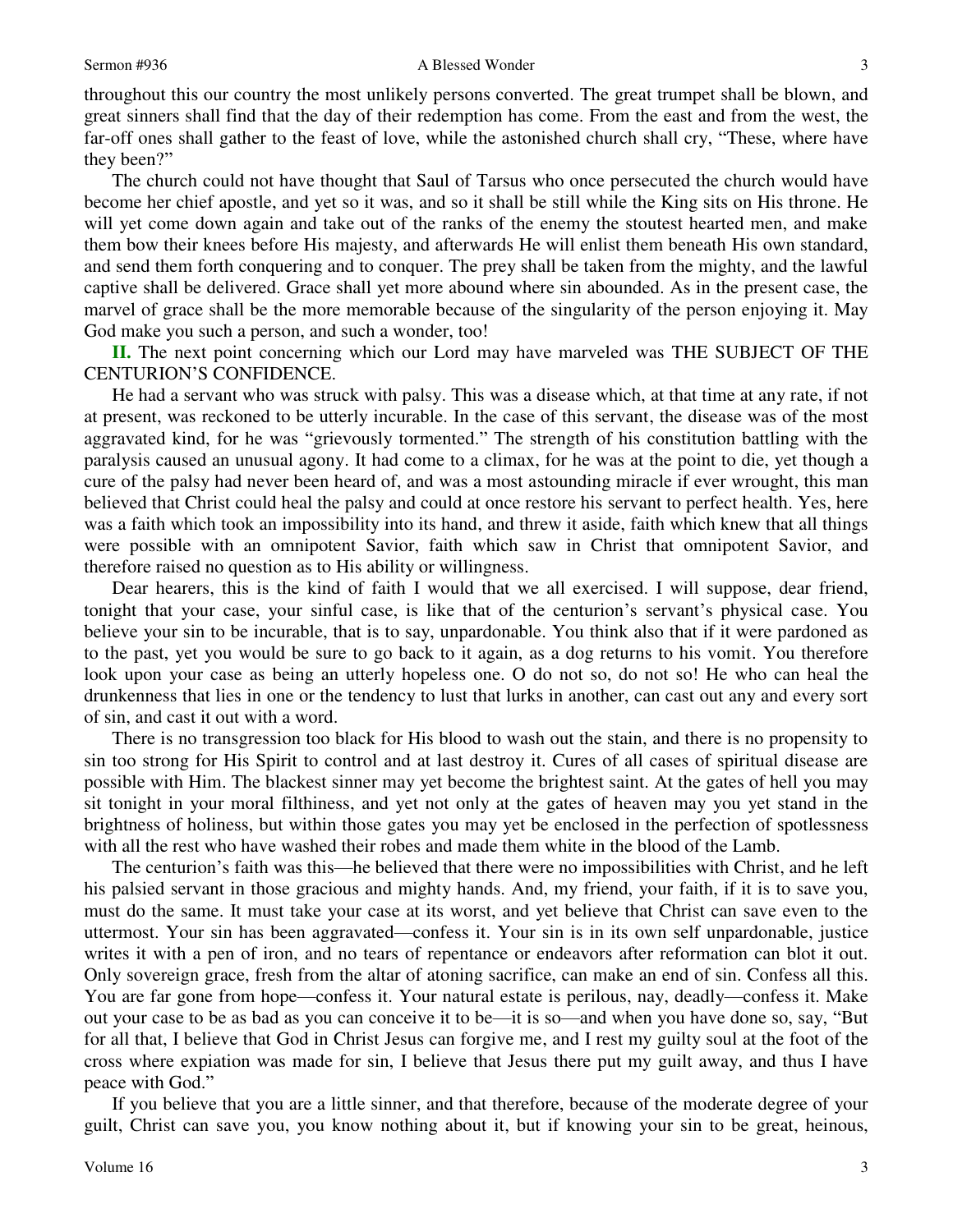throughout this our country the most unlikely persons converted. The great trumpet shall be blown, and great sinners shall find that the day of their redemption has come. From the east and from the west, the far-off ones shall gather to the feast of love, while the astonished church shall cry, "These, where have they been?"

The church could not have thought that Saul of Tarsus who once persecuted the church would have become her chief apostle, and yet so it was, and so it shall be still while the King sits on His throne. He will yet come down again and take out of the ranks of the enemy the stoutest hearted men, and make them bow their knees before His majesty, and afterwards He will enlist them beneath His own standard, and send them forth conquering and to conquer. The prey shall be taken from the mighty, and the lawful captive shall be delivered. Grace shall yet more abound where sin abounded. As in the present case, the marvel of grace shall be the more memorable because of the singularity of the person enjoying it. May God make you such a person, and such a wonder, too!

**II.** The next point concerning which our Lord may have marveled was THE SUBJECT OF THE CENTURION'S CONFIDENCE.

He had a servant who was struck with palsy. This was a disease which, at that time at any rate, if not at present, was reckoned to be utterly incurable. In the case of this servant, the disease was of the most aggravated kind, for he was "grievously tormented." The strength of his constitution battling with the paralysis caused an unusual agony. It had come to a climax, for he was at the point to die, yet though a cure of the palsy had never been heard of, and was a most astounding miracle if ever wrought, this man believed that Christ could heal the palsy and could at once restore his servant to perfect health. Yes, here was a faith which took an impossibility into its hand, and threw it aside, faith which knew that all things were possible with an omnipotent Savior, faith which saw in Christ that omnipotent Savior, and therefore raised no question as to His ability or willingness.

Dear hearers, this is the kind of faith I would that we all exercised. I will suppose, dear friend, tonight that your case, your sinful case, is like that of the centurion's servant's physical case. You believe your sin to be incurable, that is to say, unpardonable. You think also that if it were pardoned as to the past, yet you would be sure to go back to it again, as a dog returns to his vomit. You therefore look upon your case as being an utterly hopeless one. O do not so, do not so! He who can heal the drunkenness that lies in one or the tendency to lust that lurks in another, can cast out any and every sort of sin, and cast it out with a word.

There is no transgression too black for His blood to wash out the stain, and there is no propensity to sin too strong for His Spirit to control and at last destroy it. Cures of all cases of spiritual disease are possible with Him. The blackest sinner may yet become the brightest saint. At the gates of hell you may sit tonight in your moral filthiness, and yet not only at the gates of heaven may you yet stand in the brightness of holiness, but within those gates you may yet be enclosed in the perfection of spotlessness with all the rest who have washed their robes and made them white in the blood of the Lamb.

The centurion's faith was this—he believed that there were no impossibilities with Christ, and he left his palsied servant in those gracious and mighty hands. And, my friend, your faith, if it is to save you, must do the same. It must take your case at its worst, and yet believe that Christ can save even to the uttermost. Your sin has been aggravated—confess it. Your sin is in its own self unpardonable, justice writes it with a pen of iron, and no tears of repentance or endeavors after reformation can blot it out. Only sovereign grace, fresh from the altar of atoning sacrifice, can make an end of sin. Confess all this. You are far gone from hope—confess it. Your natural estate is perilous, nay, deadly—confess it. Make out your case to be as bad as you can conceive it to be—it is so—and when you have done so, say, "But for all that, I believe that God in Christ Jesus can forgive me, and I rest my guilty soul at the foot of the cross where expiation was made for sin, I believe that Jesus there put my guilt away, and thus I have peace with God."

If you believe that you are a little sinner, and that therefore, because of the moderate degree of your guilt, Christ can save you, you know nothing about it, but if knowing your sin to be great, heinous,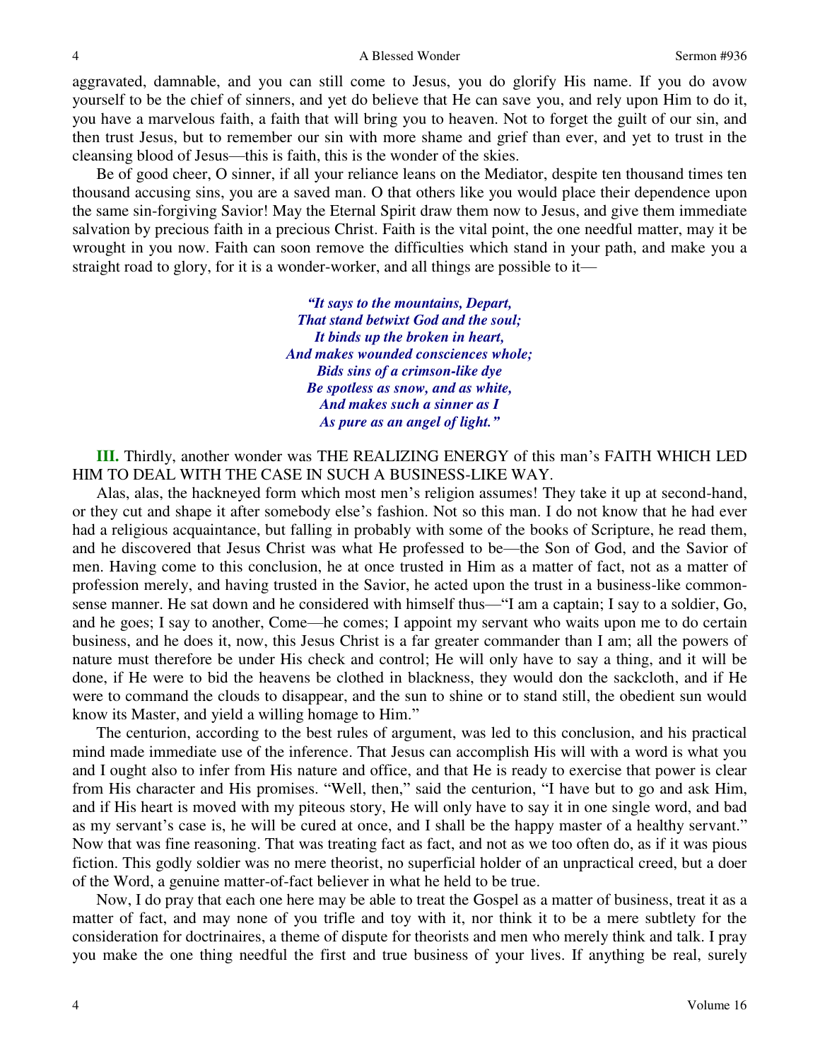aggravated, damnable, and you can still come to Jesus, you do glorify His name. If you do avow yourself to be the chief of sinners, and yet do believe that He can save you, and rely upon Him to do it, you have a marvelous faith, a faith that will bring you to heaven. Not to forget the guilt of our sin, and then trust Jesus, but to remember our sin with more shame and grief than ever, and yet to trust in the cleansing blood of Jesus—this is faith, this is the wonder of the skies.

Be of good cheer, O sinner, if all your reliance leans on the Mediator, despite ten thousand times ten thousand accusing sins, you are a saved man. O that others like you would place their dependence upon the same sin-forgiving Savior! May the Eternal Spirit draw them now to Jesus, and give them immediate salvation by precious faith in a precious Christ. Faith is the vital point, the one needful matter, may it be wrought in you now. Faith can soon remove the difficulties which stand in your path, and make you a straight road to glory, for it is a wonder-worker, and all things are possible to it—

> ***"It says to the mountains, Depart,***
> ***That stand betwixt God and the soul;***
> ***It binds up the broken in heart,***
> ***And makes wounded consciences whole;***
> ***Bids sins of a crimson-like dye***
> ***Be spotless as snow, and as white,***
> ***And makes such a sinner as I***
> ***As pure as an angel of light."***

**III.** Thirdly, another wonder was THE REALIZING ENERGY of this man's FAITH WHICH LED HIM TO DEAL WITH THE CASE IN SUCH A BUSINESS-LIKE WAY.

Alas, alas, the hackneyed form which most men's religion assumes! They take it up at second-hand, or they cut and shape it after somebody else's fashion. Not so this man. I do not know that he had ever had a religious acquaintance, but falling in probably with some of the books of Scripture, he read them, and he discovered that Jesus Christ was what He professed to be—the Son of God, and the Savior of men. Having come to this conclusion, he at once trusted in Him as a matter of fact, not as a matter of profession merely, and having trusted in the Savior, he acted upon the trust in a business-like common-sense manner. He sat down and he considered with himself thus—"I am a captain; I say to a soldier, Go, and he goes; I say to another, Come—he comes; I appoint my servant who waits upon me to do certain business, and he does it, now, this Jesus Christ is a far greater commander than I am; all the powers of nature must therefore be under His check and control; He will only have to say a thing, and it will be done, if He were to bid the heavens be clothed in blackness, they would don the sackcloth, and if He were to command the clouds to disappear, and the sun to shine or to stand still, the obedient sun would know its Master, and yield a willing homage to Him."

The centurion, according to the best rules of argument, was led to this conclusion, and his practical mind made immediate use of the inference. That Jesus can accomplish His will with a word is what you and I ought also to infer from His nature and office, and that He is ready to exercise that power is clear from His character and His promises. "Well, then," said the centurion, "I have but to go and ask Him, and if His heart is moved with my piteous story, He will only have to say it in one single word, and bad as my servant's case is, he will be cured at once, and I shall be the happy master of a healthy servant." Now that was fine reasoning. That was treating fact as fact, and not as we too often do, as if it was pious fiction. This godly soldier was no mere theorist, no superficial holder of an unpractical creed, but a doer of the Word, a genuine matter-of-fact believer in what he held to be true.

Now, I do pray that each one here may be able to treat the Gospel as a matter of business, treat it as a matter of fact, and may none of you trifle and toy with it, nor think it to be a mere subtlety for the consideration for doctrinaires, a theme of dispute for theorists and men who merely think and talk. I pray you make the one thing needful the first and true business of your lives. If anything be real, surely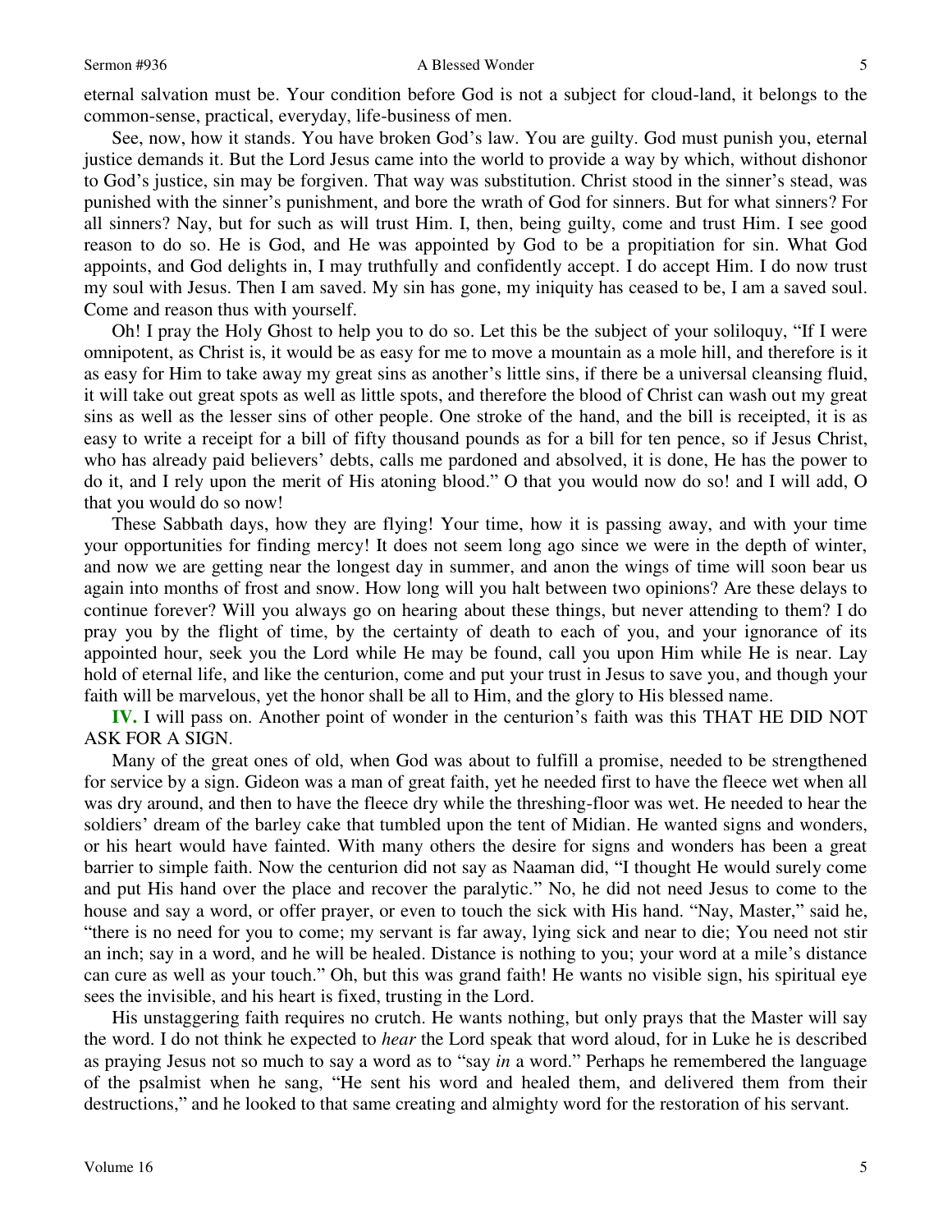eternal salvation must be. Your condition before God is not a subject for cloud-land, it belongs to the common-sense, practical, everyday, life-business of men.

See, now, how it stands. You have broken God's law. You are guilty. God must punish you, eternal justice demands it. But the Lord Jesus came into the world to provide a way by which, without dishonor to God's justice, sin may be forgiven. That way was substitution. Christ stood in the sinner's stead, was punished with the sinner's punishment, and bore the wrath of God for sinners. But for what sinners? For all sinners? Nay, but for such as will trust Him. I, then, being guilty, come and trust Him. I see good reason to do so. He is God, and He was appointed by God to be a propitiation for sin. What God appoints, and God delights in, I may truthfully and confidently accept. I do accept Him. I do now trust my soul with Jesus. Then I am saved. My sin has gone, my iniquity has ceased to be, I am a saved soul. Come and reason thus with yourself.

Oh! I pray the Holy Ghost to help you to do so. Let this be the subject of your soliloquy, "If I were omnipotent, as Christ is, it would be as easy for me to move a mountain as a mole hill, and therefore is it as easy for Him to take away my great sins as another's little sins, if there be a universal cleansing fluid, it will take out great spots as well as little spots, and therefore the blood of Christ can wash out my great sins as well as the lesser sins of other people. One stroke of the hand, and the bill is receipted, it is as easy to write a receipt for a bill of fifty thousand pounds as for a bill for ten pence, so if Jesus Christ, who has already paid believers' debts, calls me pardoned and absolved, it is done, He has the power to do it, and I rely upon the merit of His atoning blood." O that you would now do so! and I will add, O that you would do so now!

These Sabbath days, how they are flying! Your time, how it is passing away, and with your time your opportunities for finding mercy! It does not seem long ago since we were in the depth of winter, and now we are getting near the longest day in summer, and anon the wings of time will soon bear us again into months of frost and snow. How long will you halt between two opinions? Are these delays to continue forever? Will you always go on hearing about these things, but never attending to them? I do pray you by the flight of time, by the certainty of death to each of you, and your ignorance of its appointed hour, seek you the Lord while He may be found, call you upon Him while He is near. Lay hold of eternal life, and like the centurion, come and put your trust in Jesus to save you, and though your faith will be marvelous, yet the honor shall be all to Him, and the glory to His blessed name.

**IV.** I will pass on. Another point of wonder in the centurion's faith was this THAT HE DID NOT ASK FOR A SIGN.

Many of the great ones of old, when God was about to fulfill a promise, needed to be strengthened for service by a sign. Gideon was a man of great faith, yet he needed first to have the fleece wet when all was dry around, and then to have the fleece dry while the threshing-floor was wet. He needed to hear the soldiers' dream of the barley cake that tumbled upon the tent of Midian. He wanted signs and wonders, or his heart would have fainted. With many others the desire for signs and wonders has been a great barrier to simple faith. Now the centurion did not say as Naaman did, "I thought He would surely come and put His hand over the place and recover the paralytic." No, he did not need Jesus to come to the house and say a word, or offer prayer, or even to touch the sick with His hand. "Nay, Master," said he, "there is no need for you to come; my servant is far away, lying sick and near to die; You need not stir an inch; say in a word, and he will be healed. Distance is nothing to you; your word at a mile's distance can cure as well as your touch." Oh, but this was grand faith! He wants no visible sign, his spiritual eye sees the invisible, and his heart is fixed, trusting in the Lord.

His unstaggering faith requires no crutch. He wants nothing, but only prays that the Master will say the word. I do not think he expected to *hear* the Lord speak that word aloud, for in Luke he is described as praying Jesus not so much to say a word as to "say *in* a word." Perhaps he remembered the language of the psalmist when he sang, "He sent his word and healed them, and delivered them from their destructions," and he looked to that same creating and almighty word for the restoration of his servant.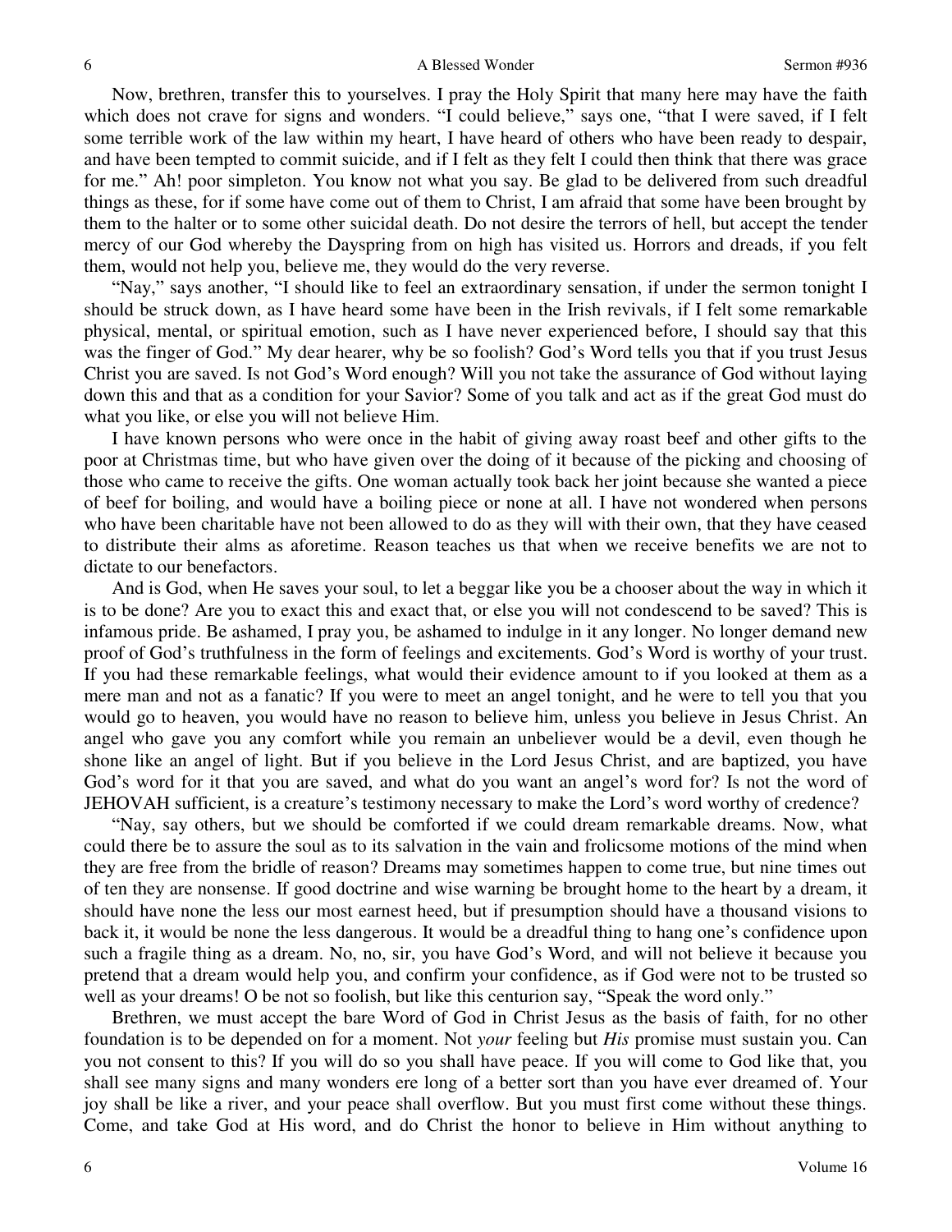Now, brethren, transfer this to yourselves. I pray the Holy Spirit that many here may have the faith which does not crave for signs and wonders. "I could believe," says one, "that I were saved, if I felt some terrible work of the law within my heart, I have heard of others who have been ready to despair, and have been tempted to commit suicide, and if I felt as they felt I could then think that there was grace for me." Ah! poor simpleton. You know not what you say. Be glad to be delivered from such dreadful things as these, for if some have come out of them to Christ, I am afraid that some have been brought by them to the halter or to some other suicidal death. Do not desire the terrors of hell, but accept the tender mercy of our God whereby the Dayspring from on high has visited us. Horrors and dreads, if you felt them, would not help you, believe me, they would do the very reverse.

"Nay," says another, "I should like to feel an extraordinary sensation, if under the sermon tonight I should be struck down, as I have heard some have been in the Irish revivals, if I felt some remarkable physical, mental, or spiritual emotion, such as I have never experienced before, I should say that this was the finger of God." My dear hearer, why be so foolish? God's Word tells you that if you trust Jesus Christ you are saved. Is not God's Word enough? Will you not take the assurance of God without laying down this and that as a condition for your Savior? Some of you talk and act as if the great God must do what you like, or else you will not believe Him.

I have known persons who were once in the habit of giving away roast beef and other gifts to the poor at Christmas time, but who have given over the doing of it because of the picking and choosing of those who came to receive the gifts. One woman actually took back her joint because she wanted a piece of beef for boiling, and would have a boiling piece or none at all. I have not wondered when persons who have been charitable have not been allowed to do as they will with their own, that they have ceased to distribute their alms as aforetime. Reason teaches us that when we receive benefits we are not to dictate to our benefactors.

And is God, when He saves your soul, to let a beggar like you be a chooser about the way in which it is to be done? Are you to exact this and exact that, or else you will not condescend to be saved? This is infamous pride. Be ashamed, I pray you, be ashamed to indulge in it any longer. No longer demand new proof of God's truthfulness in the form of feelings and excitements. God's Word is worthy of your trust. If you had these remarkable feelings, what would their evidence amount to if you looked at them as a mere man and not as a fanatic? If you were to meet an angel tonight, and he were to tell you that you would go to heaven, you would have no reason to believe him, unless you believe in Jesus Christ. An angel who gave you any comfort while you remain an unbeliever would be a devil, even though he shone like an angel of light. But if you believe in the Lord Jesus Christ, and are baptized, you have God's word for it that you are saved, and what do you want an angel's word for? Is not the word of JEHOVAH sufficient, is a creature's testimony necessary to make the Lord's word worthy of credence?

"Nay, say others, but we should be comforted if we could dream remarkable dreams. Now, what could there be to assure the soul as to its salvation in the vain and frolicsome motions of the mind when they are free from the bridle of reason? Dreams may sometimes happen to come true, but nine times out of ten they are nonsense. If good doctrine and wise warning be brought home to the heart by a dream, it should have none the less our most earnest heed, but if presumption should have a thousand visions to back it, it would be none the less dangerous. It would be a dreadful thing to hang one's confidence upon such a fragile thing as a dream. No, no, sir, you have God's Word, and will not believe it because you pretend that a dream would help you, and confirm your confidence, as if God were not to be trusted so well as your dreams! O be not so foolish, but like this centurion say, "Speak the word only."

Brethren, we must accept the bare Word of God in Christ Jesus as the basis of faith, for no other foundation is to be depended on for a moment. Not *your* feeling but *His* promise must sustain you. Can you not consent to this? If you will do so you shall have peace. If you will come to God like that, you shall see many signs and many wonders ere long of a better sort than you have ever dreamed of. Your joy shall be like a river, and your peace shall overflow. But you must first come without these things. Come, and take God at His word, and do Christ the honor to believe in Him without anything to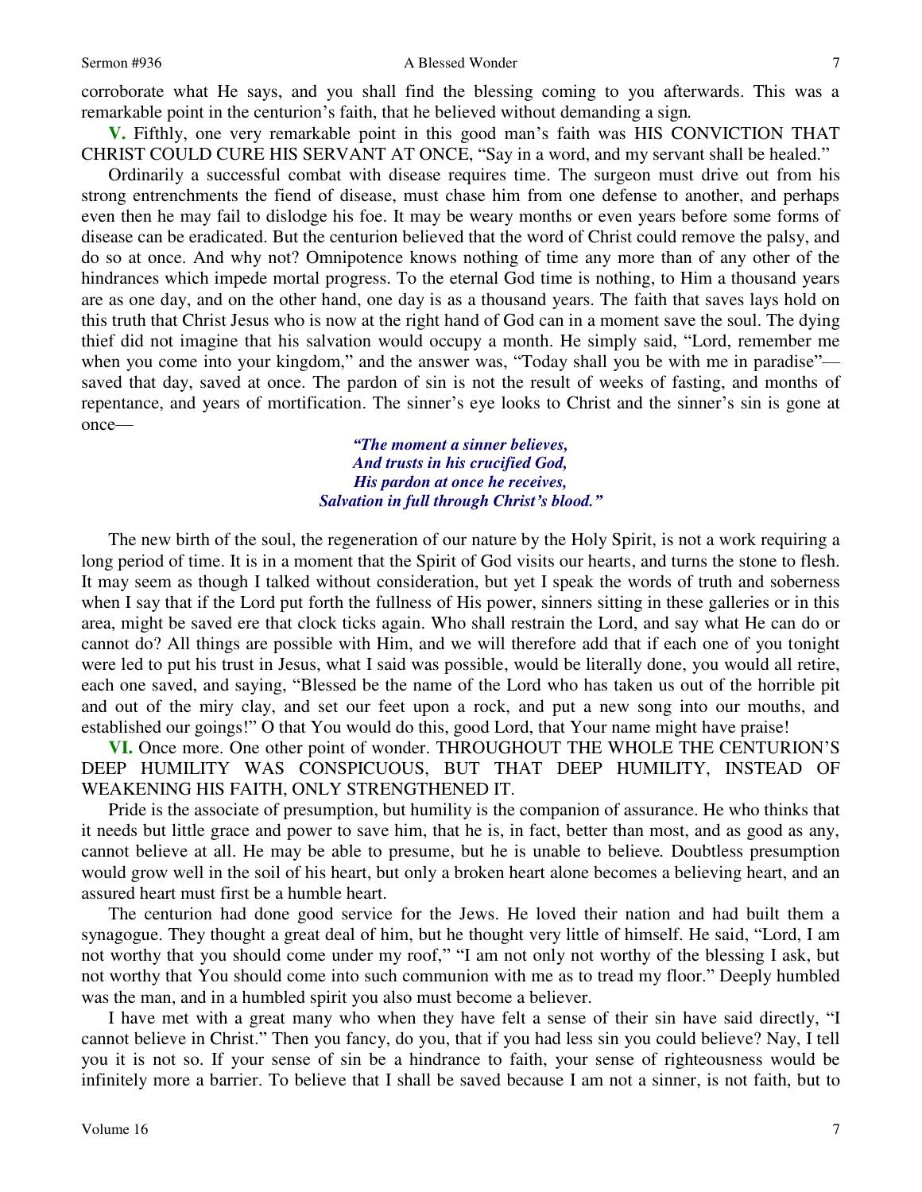corroborate what He says, and you shall find the blessing coming to you afterwards. This was a remarkable point in the centurion's faith, that he believed without demanding a sign.

**V.** Fifthly, one very remarkable point in this good man's faith was HIS CONVICTION THAT CHRIST COULD CURE HIS SERVANT AT ONCE, "Say in a word, and my servant shall be healed."

Ordinarily a successful combat with disease requires time. The surgeon must drive out from his strong entrenchments the fiend of disease, must chase him from one defense to another, and perhaps even then he may fail to dislodge his foe. It may be weary months or even years before some forms of disease can be eradicated. But the centurion believed that the word of Christ could remove the palsy, and do so at once. And why not? Omnipotence knows nothing of time any more than of any other of the hindrances which impede mortal progress. To the eternal God time is nothing, to Him a thousand years are as one day, and on the other hand, one day is as a thousand years. The faith that saves lays hold on this truth that Christ Jesus who is now at the right hand of God can in a moment save the soul. The dying thief did not imagine that his salvation would occupy a month. He simply said, "Lord, remember me when you come into your kingdom," and the answer was, "Today shall you be with me in paradise"—saved that day, saved at once. The pardon of sin is not the result of weeks of fasting, and months of repentance, and years of mortification. The sinner's eye looks to Christ and the sinner's sin is gone at once—

> *"The moment a sinner believes,*
> *And trusts in his crucified God,*
> *His pardon at once he receives,*
> *Salvation in full through Christ's blood."*

The new birth of the soul, the regeneration of our nature by the Holy Spirit, is not a work requiring a long period of time. It is in a moment that the Spirit of God visits our hearts, and turns the stone to flesh. It may seem as though I talked without consideration, but yet I speak the words of truth and soberness when I say that if the Lord put forth the fullness of His power, sinners sitting in these galleries or in this area, might be saved ere that clock ticks again. Who shall restrain the Lord, and say what He can do or cannot do? All things are possible with Him, and we will therefore add that if each one of you tonight were led to put his trust in Jesus, what I said was possible, would be literally done, you would all retire, each one saved, and saying, "Blessed be the name of the Lord who has taken us out of the horrible pit and out of the miry clay, and set our feet upon a rock, and put a new song into our mouths, and established our goings!" O that You would do this, good Lord, that Your name might have praise!

**VI.** Once more. One other point of wonder. THROUGHOUT THE WHOLE THE CENTURION'S DEEP HUMILITY WAS CONSPICUOUS, BUT THAT DEEP HUMILITY, INSTEAD OF WEAKENING HIS FAITH, ONLY STRENGTHENED IT.

Pride is the associate of presumption, but humility is the companion of assurance. He who thinks that it needs but little grace and power to save him, that he is, in fact, better than most, and as good as any, cannot believe at all. He may be able to presume, but he is unable to believe. Doubtless presumption would grow well in the soil of his heart, but only a broken heart alone becomes a believing heart, and an assured heart must first be a humble heart.

The centurion had done good service for the Jews. He loved their nation and had built them a synagogue. They thought a great deal of him, but he thought very little of himself. He said, "Lord, I am not worthy that you should come under my roof," "I am not only not worthy of the blessing I ask, but not worthy that You should come into such communion with me as to tread my floor." Deeply humbled was the man, and in a humbled spirit you also must become a believer.

I have met with a great many who when they have felt a sense of their sin have said directly, "I cannot believe in Christ." Then you fancy, do you, that if you had less sin you could believe? Nay, I tell you it is not so. If your sense of sin be a hindrance to faith, your sense of righteousness would be infinitely more a barrier. To believe that I shall be saved because I am not a sinner, is not faith, but to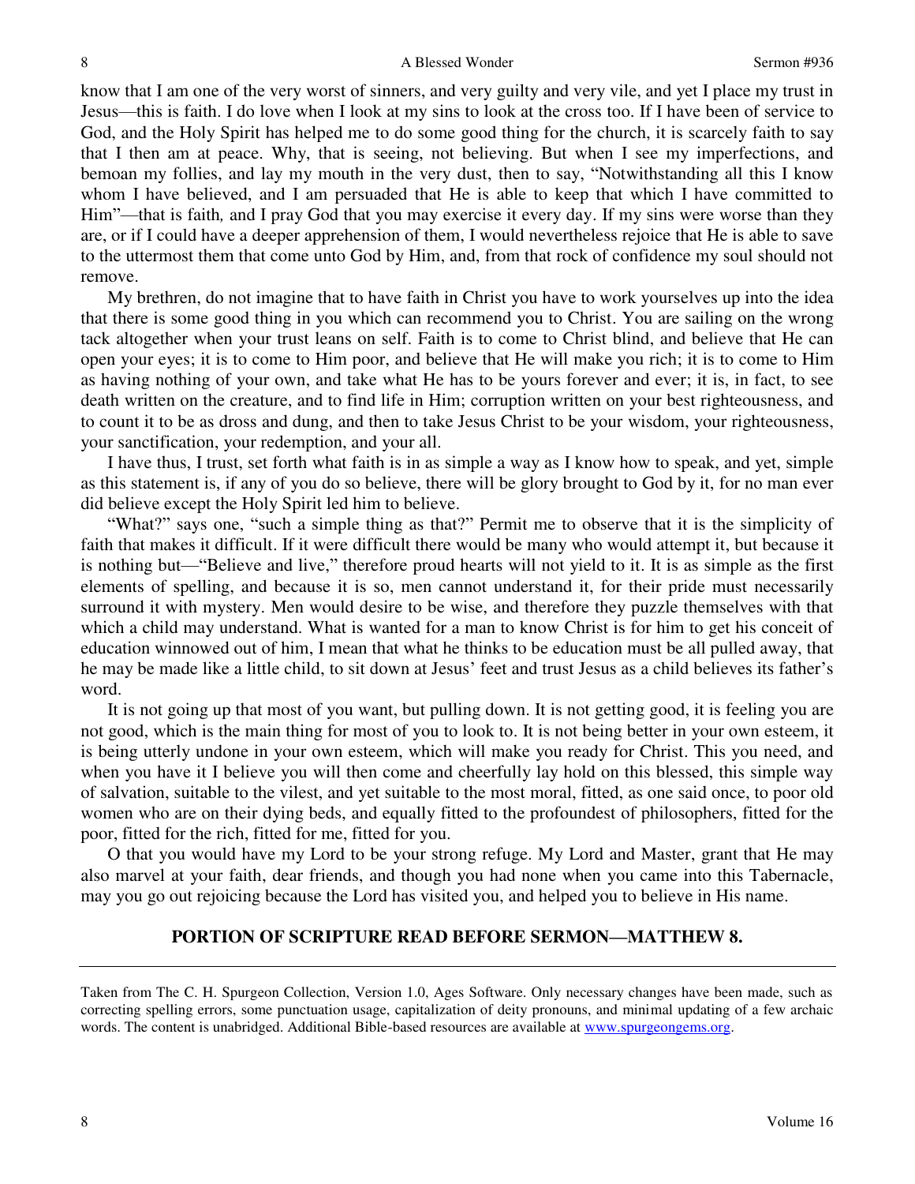know that I am one of the very worst of sinners, and very guilty and very vile, and yet I place my trust in Jesus—this is faith. I do love when I look at my sins to look at the cross too. If I have been of service to God, and the Holy Spirit has helped me to do some good thing for the church, it is scarcely faith to say that I then am at peace. Why, that is seeing, not believing. But when I see my imperfections, and bemoan my follies, and lay my mouth in the very dust, then to say, "Notwithstanding all this I know whom I have believed, and I am persuaded that He is able to keep that which I have committed to Him"—that is faith*,* and I pray God that you may exercise it every day. If my sins were worse than they are, or if I could have a deeper apprehension of them, I would nevertheless rejoice that He is able to save to the uttermost them that come unto God by Him, and, from that rock of confidence my soul should not remove.

My brethren, do not imagine that to have faith in Christ you have to work yourselves up into the idea that there is some good thing in you which can recommend you to Christ. You are sailing on the wrong tack altogether when your trust leans on self. Faith is to come to Christ blind, and believe that He can open your eyes; it is to come to Him poor, and believe that He will make you rich; it is to come to Him as having nothing of your own, and take what He has to be yours forever and ever; it is, in fact, to see death written on the creature, and to find life in Him; corruption written on your best righteousness, and to count it to be as dross and dung, and then to take Jesus Christ to be your wisdom, your righteousness, your sanctification, your redemption, and your all.

I have thus, I trust, set forth what faith is in as simple a way as I know how to speak, and yet, simple as this statement is, if any of you do so believe, there will be glory brought to God by it, for no man ever did believe except the Holy Spirit led him to believe.

"What?" says one, "such a simple thing as that?" Permit me to observe that it is the simplicity of faith that makes it difficult. If it were difficult there would be many who would attempt it, but because it is nothing but—"Believe and live," therefore proud hearts will not yield to it. It is as simple as the first elements of spelling, and because it is so, men cannot understand it, for their pride must necessarily surround it with mystery. Men would desire to be wise, and therefore they puzzle themselves with that which a child may understand. What is wanted for a man to know Christ is for him to get his conceit of education winnowed out of him, I mean that what he thinks to be education must be all pulled away, that he may be made like a little child, to sit down at Jesus' feet and trust Jesus as a child believes its father's word.

It is not going up that most of you want, but pulling down. It is not getting good, it is feeling you are not good, which is the main thing for most of you to look to. It is not being better in your own esteem, it is being utterly undone in your own esteem, which will make you ready for Christ. This you need, and when you have it I believe you will then come and cheerfully lay hold on this blessed, this simple way of salvation, suitable to the vilest, and yet suitable to the most moral, fitted, as one said once, to poor old women who are on their dying beds, and equally fitted to the profoundest of philosophers, fitted for the poor, fitted for the rich, fitted for me, fitted for you.

O that you would have my Lord to be your strong refuge. My Lord and Master, grant that He may also marvel at your faith, dear friends, and though you had none when you came into this Tabernacle, may you go out rejoicing because the Lord has visited you, and helped you to believe in His name.

## PORTION OF SCRIPTURE READ BEFORE SERMON—MATTHEW 8.

---

Taken from The C. H. Spurgeon Collection, Version 1.0, Ages Software. Only necessary changes have been made, such as correcting spelling errors, some punctuation usage, capitalization of deity pronouns, and minimal updating of a few archaic words. The content is unabridged. Additional Bible-based resources are available at www.spurgeongems.org.